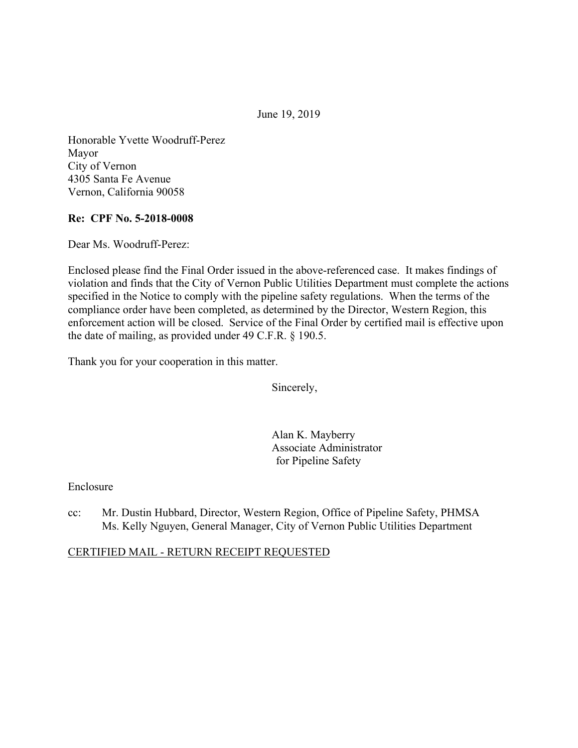June 19, 2019

Honorable Yvette Woodruff-Perez
Mayor
City of Vernon
4305 Santa Fe Avenue
Vernon, California 90058

**Re: CPF No. 5-2018-0008**

Dear Ms. Woodruff-Perez:

Enclosed please find the Final Order issued in the above-referenced case. It makes findings of violation and finds that the City of Vernon Public Utilities Department must complete the actions specified in the Notice to comply with the pipeline safety regulations. When the terms of the compliance order have been completed, as determined by the Director, Western Region, this enforcement action will be closed. Service of the Final Order by certified mail is effective upon the date of mailing, as provided under 49 C.F.R. § 190.5.

Thank you for your cooperation in this matter.

Sincerely,

Alan K. Mayberry
Associate Administrator
for Pipeline Safety

Enclosure

cc: Mr. Dustin Hubbard, Director, Western Region, Office of Pipeline Safety, PHMSA
Ms. Kelly Nguyen, General Manager, City of Vernon Public Utilities Department

CERTIFIED MAIL - RETURN RECEIPT REQUESTED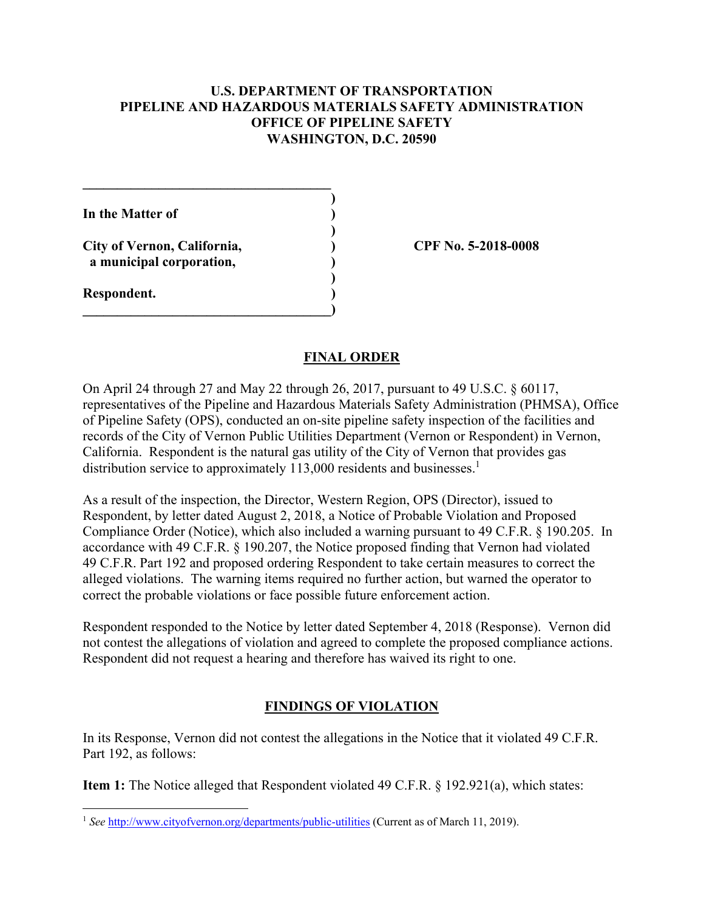**U.S. DEPARTMENT OF TRANSPORTATION**
**PIPELINE AND HAZARDOUS MATERIALS SAFETY ADMINISTRATION**
**OFFICE OF PIPELINE SAFETY**
**WASHINGTON, D.C. 20590**

**In the Matter of**

**City of Vernon, California,**
**a municipal corporation,**

**Respondent.**

**CPF No. 5-2018-0008**

## FINAL ORDER

On April 24 through 27 and May 22 through 26, 2017, pursuant to 49 U.S.C. § 60117, representatives of the Pipeline and Hazardous Materials Safety Administration (PHMSA), Office of Pipeline Safety (OPS), conducted an on-site pipeline safety inspection of the facilities and records of the City of Vernon Public Utilities Department (Vernon or Respondent) in Vernon, California. Respondent is the natural gas utility of the City of Vernon that provides gas distribution service to approximately 113,000 residents and businesses.[1]

As a result of the inspection, the Director, Western Region, OPS (Director), issued to Respondent, by letter dated August 2, 2018, a Notice of Probable Violation and Proposed Compliance Order (Notice), which also included a warning pursuant to 49 C.F.R. § 190.205. In accordance with 49 C.F.R. § 190.207, the Notice proposed finding that Vernon had violated 49 C.F.R. Part 192 and proposed ordering Respondent to take certain measures to correct the alleged violations. The warning items required no further action, but warned the operator to correct the probable violations or face possible future enforcement action.

Respondent responded to the Notice by letter dated September 4, 2018 (Response). Vernon did not contest the allegations of violation and agreed to complete the proposed compliance actions. Respondent did not request a hearing and therefore has waived its right to one.

## FINDINGS OF VIOLATION

In its Response, Vernon did not contest the allegations in the Notice that it violated 49 C.F.R. Part 192, as follows:

**Item 1:** The Notice alleged that Respondent violated 49 C.F.R. § 192.921(a), which states:

[1] *See* http://www.cityofvernon.org/departments/public-utilities (Current as of March 11, 2019).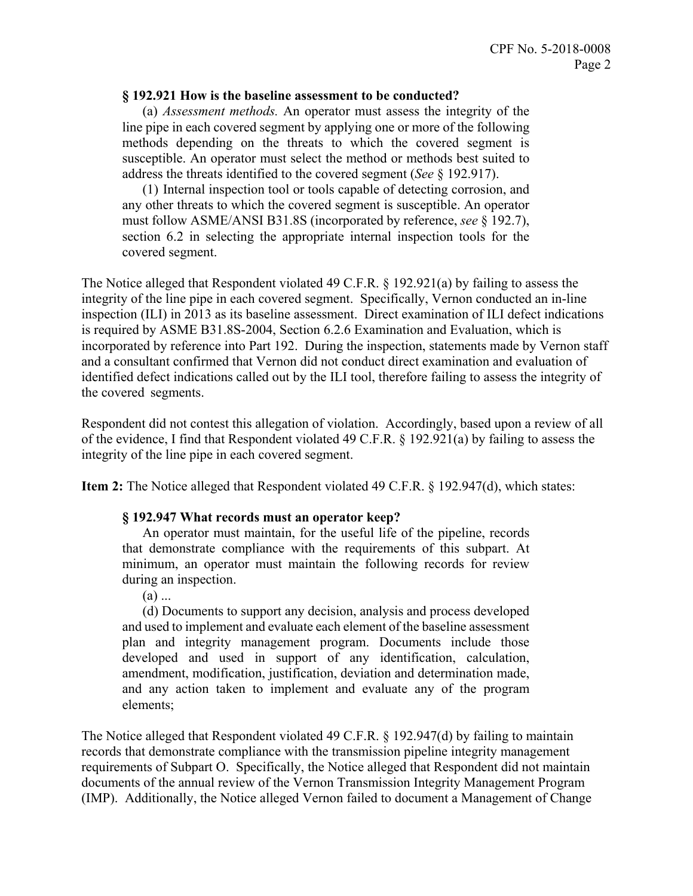> **§ 192.921 How is the baseline assessment to be conducted?**
>
> (a) *Assessment methods.* An operator must assess the integrity of the line pipe in each covered segment by applying one or more of the following methods depending on the threats to which the covered segment is susceptible. An operator must select the method or methods best suited to address the threats identified to the covered segment (*See* § 192.917).
>
> (1) Internal inspection tool or tools capable of detecting corrosion, and any other threats to which the covered segment is susceptible. An operator must follow ASME/ANSI B31.8S (incorporated by reference, *see* § 192.7), section 6.2 in selecting the appropriate internal inspection tools for the covered segment.

The Notice alleged that Respondent violated 49 C.F.R. § 192.921(a) by failing to assess the integrity of the line pipe in each covered segment. Specifically, Vernon conducted an in-line inspection (ILI) in 2013 as its baseline assessment. Direct examination of ILI defect indications is required by ASME B31.8S-2004, Section 6.2.6 Examination and Evaluation, which is incorporated by reference into Part 192. During the inspection, statements made by Vernon staff and a consultant confirmed that Vernon did not conduct direct examination and evaluation of identified defect indications called out by the ILI tool, therefore failing to assess the integrity of the covered segments.

Respondent did not contest this allegation of violation. Accordingly, based upon a review of all of the evidence, I find that Respondent violated 49 C.F.R. § 192.921(a) by failing to assess the integrity of the line pipe in each covered segment.

**Item 2:** The Notice alleged that Respondent violated 49 C.F.R. § 192.947(d), which states:

> **§ 192.947 What records must an operator keep?**
>
> An operator must maintain, for the useful life of the pipeline, records that demonstrate compliance with the requirements of this subpart. At minimum, an operator must maintain the following records for review during an inspection.
>
> (a) ...
>
> (d) Documents to support any decision, analysis and process developed and used to implement and evaluate each element of the baseline assessment plan and integrity management program. Documents include those developed and used in support of any identification, calculation, amendment, modification, justification, deviation and determination made, and any action taken to implement and evaluate any of the program elements;

The Notice alleged that Respondent violated 49 C.F.R. § 192.947(d) by failing to maintain records that demonstrate compliance with the transmission pipeline integrity management requirements of Subpart O. Specifically, the Notice alleged that Respondent did not maintain documents of the annual review of the Vernon Transmission Integrity Management Program (IMP). Additionally, the Notice alleged Vernon failed to document a Management of Change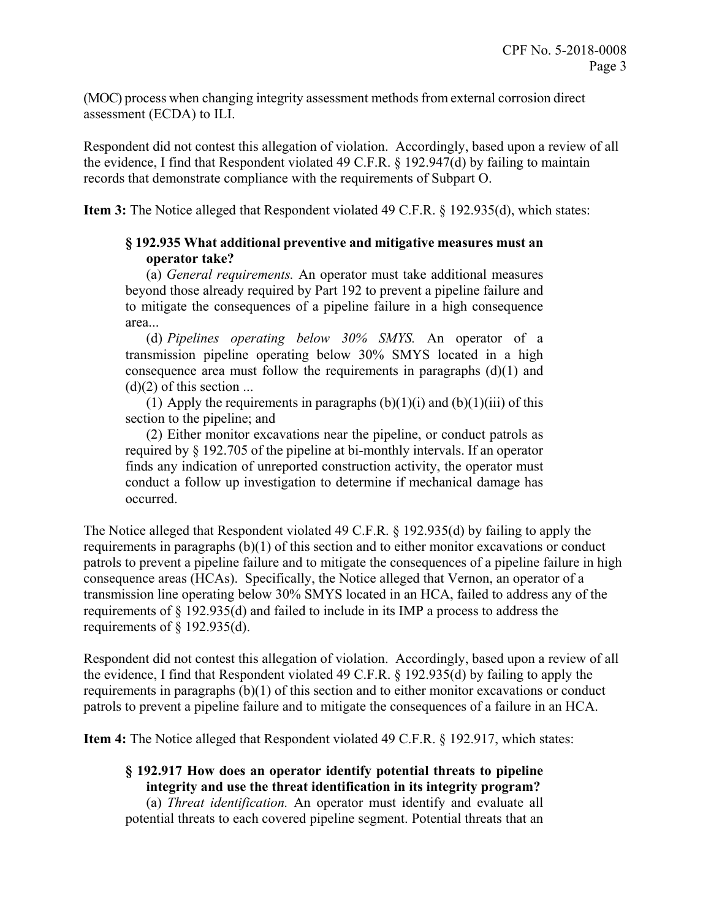(MOC) process when changing integrity assessment methods from external corrosion direct assessment (ECDA) to ILI.

Respondent did not contest this allegation of violation. Accordingly, based upon a review of all the evidence, I find that Respondent violated 49 C.F.R. § 192.947(d) by failing to maintain records that demonstrate compliance with the requirements of Subpart O.

**Item 3:** The Notice alleged that Respondent violated 49 C.F.R. § 192.935(d), which states:

> **§ 192.935 What additional preventive and mitigative measures must an operator take?**
>
> (a) *General requirements.* An operator must take additional measures beyond those already required by Part 192 to prevent a pipeline failure and to mitigate the consequences of a pipeline failure in a high consequence area...
>
> (d) *Pipelines operating below 30% SMYS.* An operator of a transmission pipeline operating below 30% SMYS located in a high consequence area must follow the requirements in paragraphs (d)(1) and (d)(2) of this section ...
>
> (1) Apply the requirements in paragraphs (b)(1)(i) and (b)(1)(iii) of this section to the pipeline; and
>
> (2) Either monitor excavations near the pipeline, or conduct patrols as required by § 192.705 of the pipeline at bi-monthly intervals. If an operator finds any indication of unreported construction activity, the operator must conduct a follow up investigation to determine if mechanical damage has occurred.

The Notice alleged that Respondent violated 49 C.F.R. § 192.935(d) by failing to apply the requirements in paragraphs (b)(1) of this section and to either monitor excavations or conduct patrols to prevent a pipeline failure and to mitigate the consequences of a pipeline failure in high consequence areas (HCAs). Specifically, the Notice alleged that Vernon, an operator of a transmission line operating below 30% SMYS located in an HCA, failed to address any of the requirements of § 192.935(d) and failed to include in its IMP a process to address the requirements of § 192.935(d).

Respondent did not contest this allegation of violation. Accordingly, based upon a review of all the evidence, I find that Respondent violated 49 C.F.R. § 192.935(d) by failing to apply the requirements in paragraphs (b)(1) of this section and to either monitor excavations or conduct patrols to prevent a pipeline failure and to mitigate the consequences of a failure in an HCA.

**Item 4:** The Notice alleged that Respondent violated 49 C.F.R. § 192.917, which states:

> **§ 192.917 How does an operator identify potential threats to pipeline integrity and use the threat identification in its integrity program?**
>
> (a) *Threat identification.* An operator must identify and evaluate all potential threats to each covered pipeline segment. Potential threats that an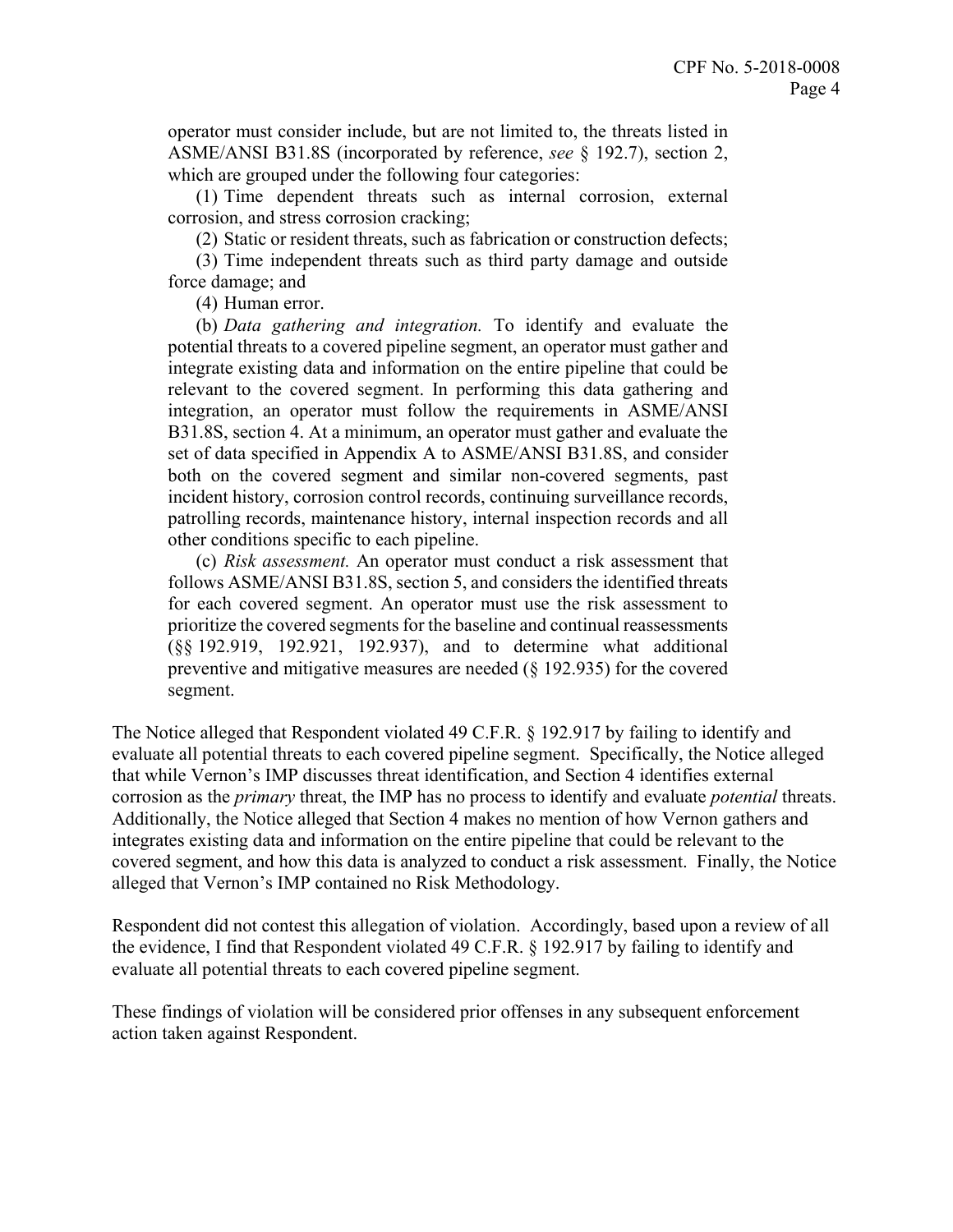operator must consider include, but are not limited to, the threats listed in ASME/ANSI B31.8S (incorporated by reference, *see* § 192.7), section 2, which are grouped under the following four categories:

(1) Time dependent threats such as internal corrosion, external corrosion, and stress corrosion cracking;

(2) Static or resident threats, such as fabrication or construction defects;

(3) Time independent threats such as third party damage and outside force damage; and

(4) Human error.

(b) *Data gathering and integration.* To identify and evaluate the potential threats to a covered pipeline segment, an operator must gather and integrate existing data and information on the entire pipeline that could be relevant to the covered segment. In performing this data gathering and integration, an operator must follow the requirements in ASME/ANSI B31.8S, section 4. At a minimum, an operator must gather and evaluate the set of data specified in Appendix A to ASME/ANSI B31.8S, and consider both on the covered segment and similar non-covered segments, past incident history, corrosion control records, continuing surveillance records, patrolling records, maintenance history, internal inspection records and all other conditions specific to each pipeline.

(c) *Risk assessment.* An operator must conduct a risk assessment that follows ASME/ANSI B31.8S, section 5, and considers the identified threats for each covered segment. An operator must use the risk assessment to prioritize the covered segments for the baseline and continual reassessments (§§ 192.919, 192.921, 192.937), and to determine what additional preventive and mitigative measures are needed (§ 192.935) for the covered segment.

The Notice alleged that Respondent violated 49 C.F.R. § 192.917 by failing to identify and evaluate all potential threats to each covered pipeline segment. Specifically, the Notice alleged that while Vernon's IMP discusses threat identification, and Section 4 identifies external corrosion as the *primary* threat, the IMP has no process to identify and evaluate *potential* threats. Additionally, the Notice alleged that Section 4 makes no mention of how Vernon gathers and integrates existing data and information on the entire pipeline that could be relevant to the covered segment, and how this data is analyzed to conduct a risk assessment. Finally, the Notice alleged that Vernon's IMP contained no Risk Methodology.

Respondent did not contest this allegation of violation. Accordingly, based upon a review of all the evidence, I find that Respondent violated 49 C.F.R. § 192.917 by failing to identify and evaluate all potential threats to each covered pipeline segment.

These findings of violation will be considered prior offenses in any subsequent enforcement action taken against Respondent.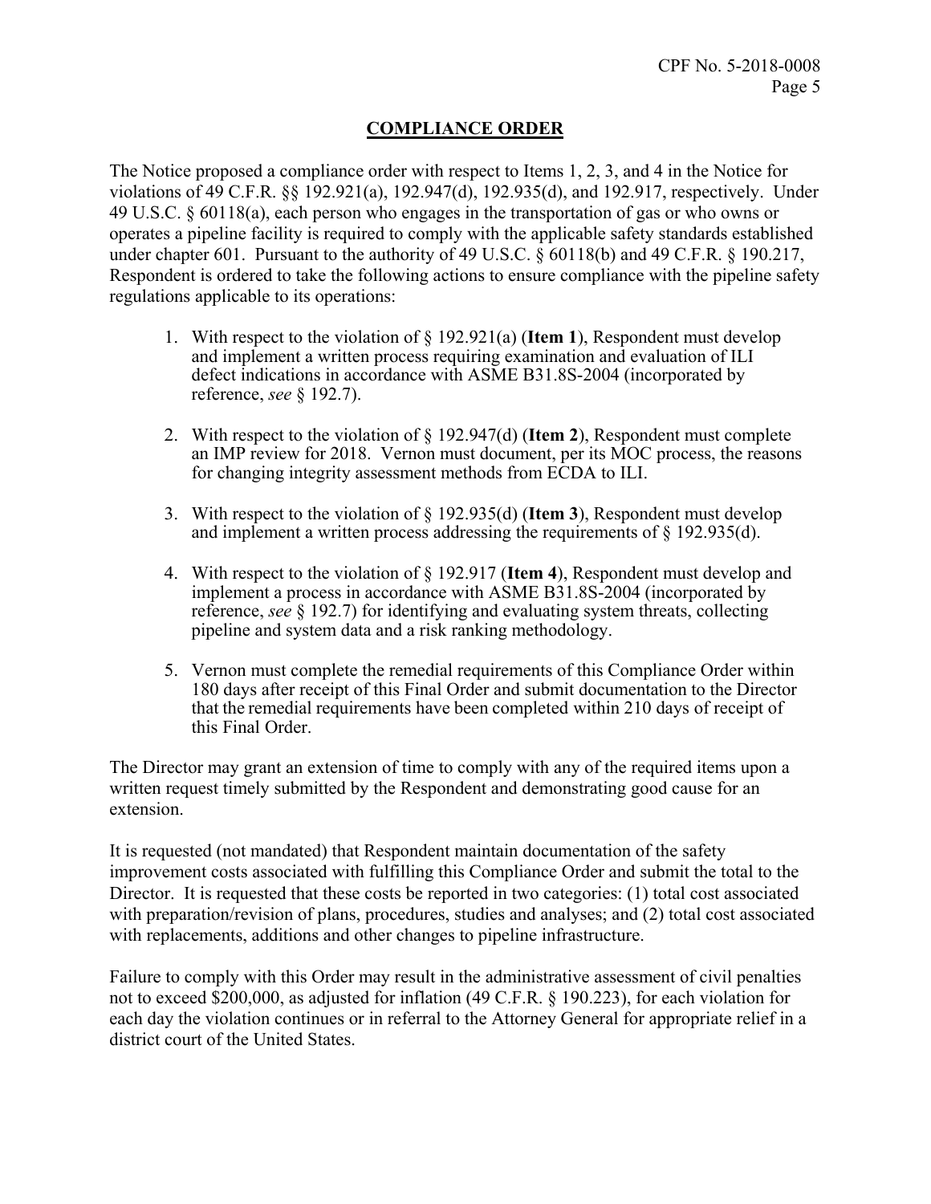## COMPLIANCE ORDER

The Notice proposed a compliance order with respect to Items 1, 2, 3, and 4 in the Notice for violations of 49 C.F.R. §§ 192.921(a), 192.947(d), 192.935(d), and 192.917, respectively. Under 49 U.S.C. § 60118(a), each person who engages in the transportation of gas or who owns or operates a pipeline facility is required to comply with the applicable safety standards established under chapter 601. Pursuant to the authority of 49 U.S.C. § 60118(b) and 49 C.F.R. § 190.217, Respondent is ordered to take the following actions to ensure compliance with the pipeline safety regulations applicable to its operations:

1. With respect to the violation of § 192.921(a) (**Item 1**), Respondent must develop and implement a written process requiring examination and evaluation of ILI defect indications in accordance with ASME B31.8S-2004 (incorporated by reference, *see* § 192.7).

2. With respect to the violation of § 192.947(d) (**Item 2**), Respondent must complete an IMP review for 2018. Vernon must document, per its MOC process, the reasons for changing integrity assessment methods from ECDA to ILI.

3. With respect to the violation of § 192.935(d) (**Item 3**), Respondent must develop and implement a written process addressing the requirements of § 192.935(d).

4. With respect to the violation of § 192.917 (**Item 4**), Respondent must develop and implement a process in accordance with ASME B31.8S-2004 (incorporated by reference, *see* § 192.7) for identifying and evaluating system threats, collecting pipeline and system data and a risk ranking methodology.

5. Vernon must complete the remedial requirements of this Compliance Order within 180 days after receipt of this Final Order and submit documentation to the Director that the remedial requirements have been completed within 210 days of receipt of this Final Order.

The Director may grant an extension of time to comply with any of the required items upon a written request timely submitted by the Respondent and demonstrating good cause for an extension.

It is requested (not mandated) that Respondent maintain documentation of the safety improvement costs associated with fulfilling this Compliance Order and submit the total to the Director. It is requested that these costs be reported in two categories: (1) total cost associated with preparation/revision of plans, procedures, studies and analyses; and (2) total cost associated with replacements, additions and other changes to pipeline infrastructure.

Failure to comply with this Order may result in the administrative assessment of civil penalties not to exceed $200,000, as adjusted for inflation (49 C.F.R. § 190.223), for each violation for each day the violation continues or in referral to the Attorney General for appropriate relief in a district court of the United States.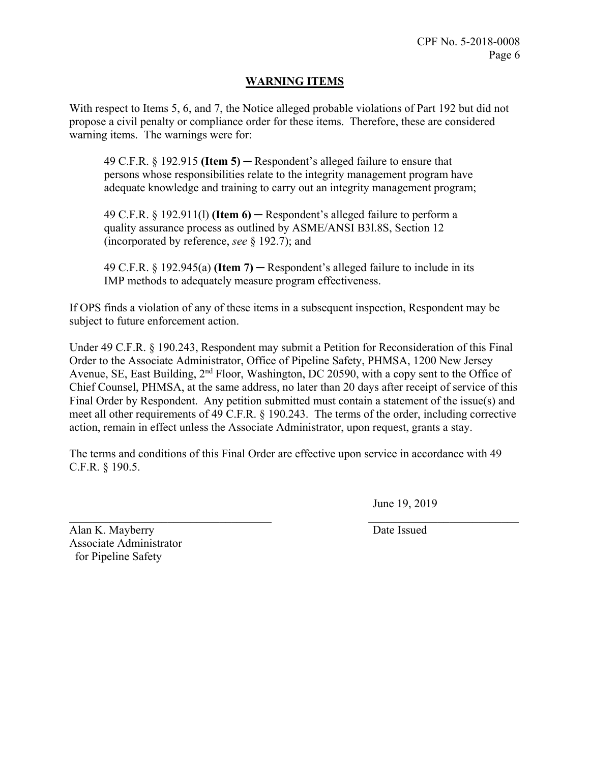## WARNING ITEMS

With respect to Items 5, 6, and 7, the Notice alleged probable violations of Part 192 but did not propose a civil penalty or compliance order for these items. Therefore, these are considered warning items. The warnings were for:

> 49 C.F.R. § 192.915 **(Item 5)** ─ Respondent's alleged failure to ensure that persons whose responsibilities relate to the integrity management program have adequate knowledge and training to carry out an integrity management program;
>
> 49 C.F.R. § 192.911(l) **(Item 6)** ─ Respondent's alleged failure to perform a quality assurance process as outlined by ASME/ANSI B3l.8S, Section 12 (incorporated by reference, *see* § 192.7); and
>
> 49 C.F.R. § 192.945(a) **(Item 7)** ─ Respondent's alleged failure to include in its IMP methods to adequately measure program effectiveness.

If OPS finds a violation of any of these items in a subsequent inspection, Respondent may be subject to future enforcement action.

Under 49 C.F.R. § 190.243, Respondent may submit a Petition for Reconsideration of this Final Order to the Associate Administrator, Office of Pipeline Safety, PHMSA, 1200 New Jersey Avenue, SE, East Building, 2nd Floor, Washington, DC 20590, with a copy sent to the Office of Chief Counsel, PHMSA, at the same address, no later than 20 days after receipt of service of this Final Order by Respondent. Any petition submitted must contain a statement of the issue(s) and meet all other requirements of 49 C.F.R. § 190.243. The terms of the order, including corrective action, remain in effect unless the Associate Administrator, upon request, grants a stay.

The terms and conditions of this Final Order are effective upon service in accordance with 49 C.F.R. § 190.5.

June 19, 2019

\_\_\_\_\_\_\_\_\_\_\_\_\_\_\_\_\_\_\_\_\_\_\_\_\_\_\_\_\_\_\_\_\_\_\_ \_\_\_\_\_\_\_\_\_\_\_\_\_\_\_\_\_\_\_\_\_\_\_\_\_\_\_\_

Alan K. Mayberry
Associate Administrator
for Pipeline Safety

Date Issued